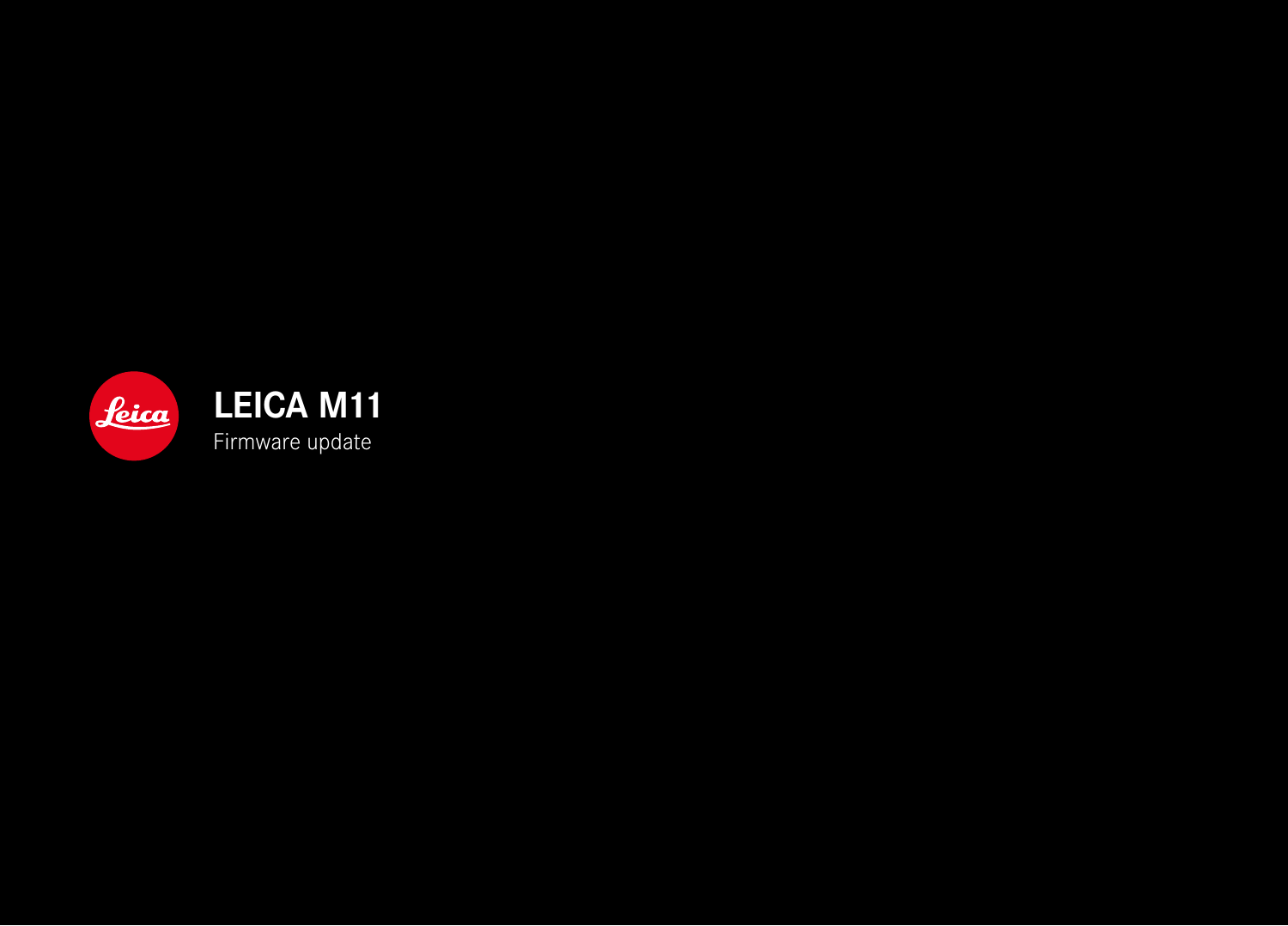# LEICA M11

Firmware update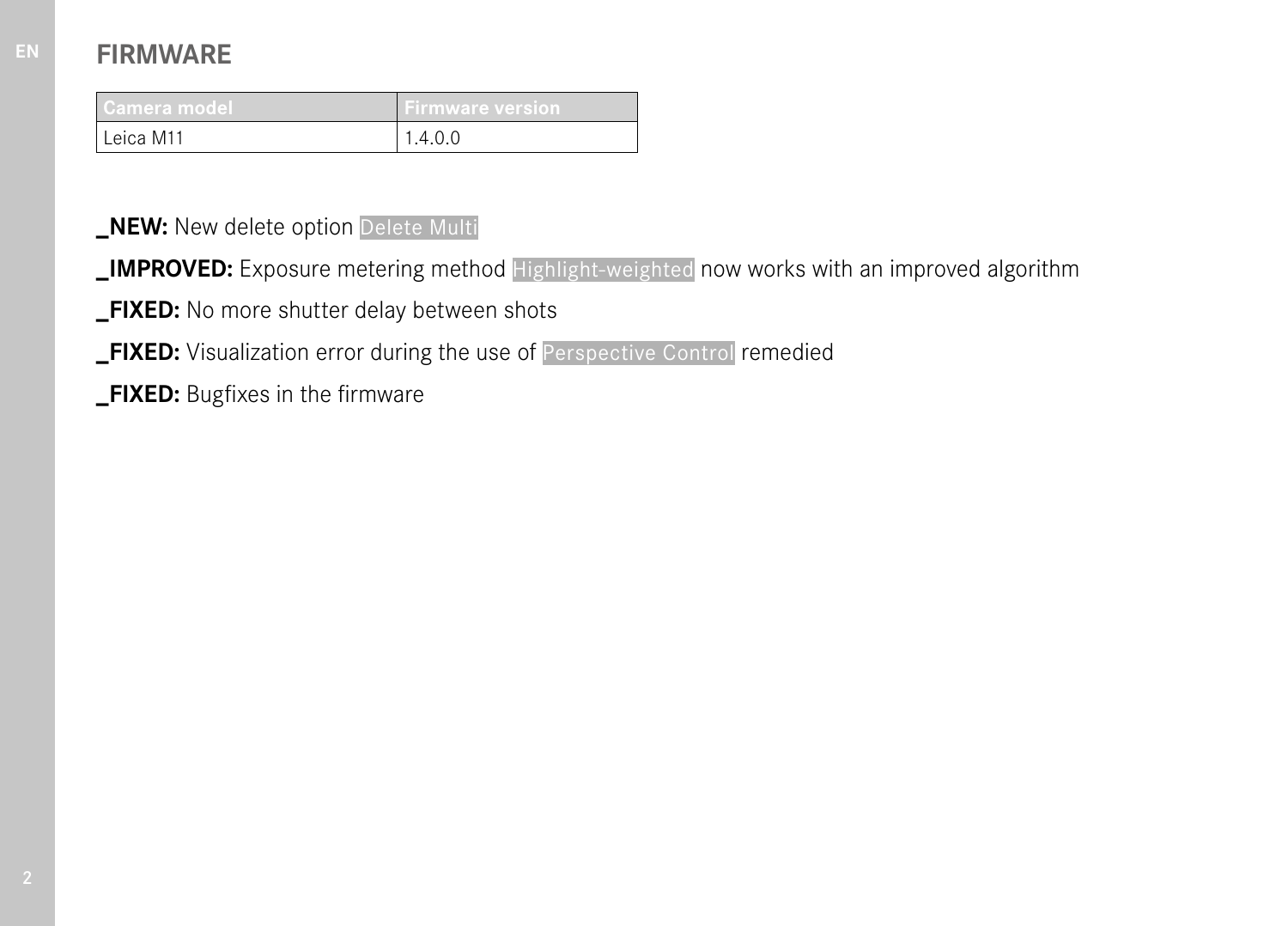# FIRMWARE

| Camera model | Firmware version |
| --- | --- |
| Leica M11 | 1.4.0.0 |

**_NEW:** New delete option Delete Multi

**_IMPROVED:** Exposure metering method Highlight-weighted now works with an improved algorithm

**_FIXED:** No more shutter delay between shots

**_FIXED:** Visualization error during the use of Perspective Control remedied

**_FIXED:** Bugfixes in the firmware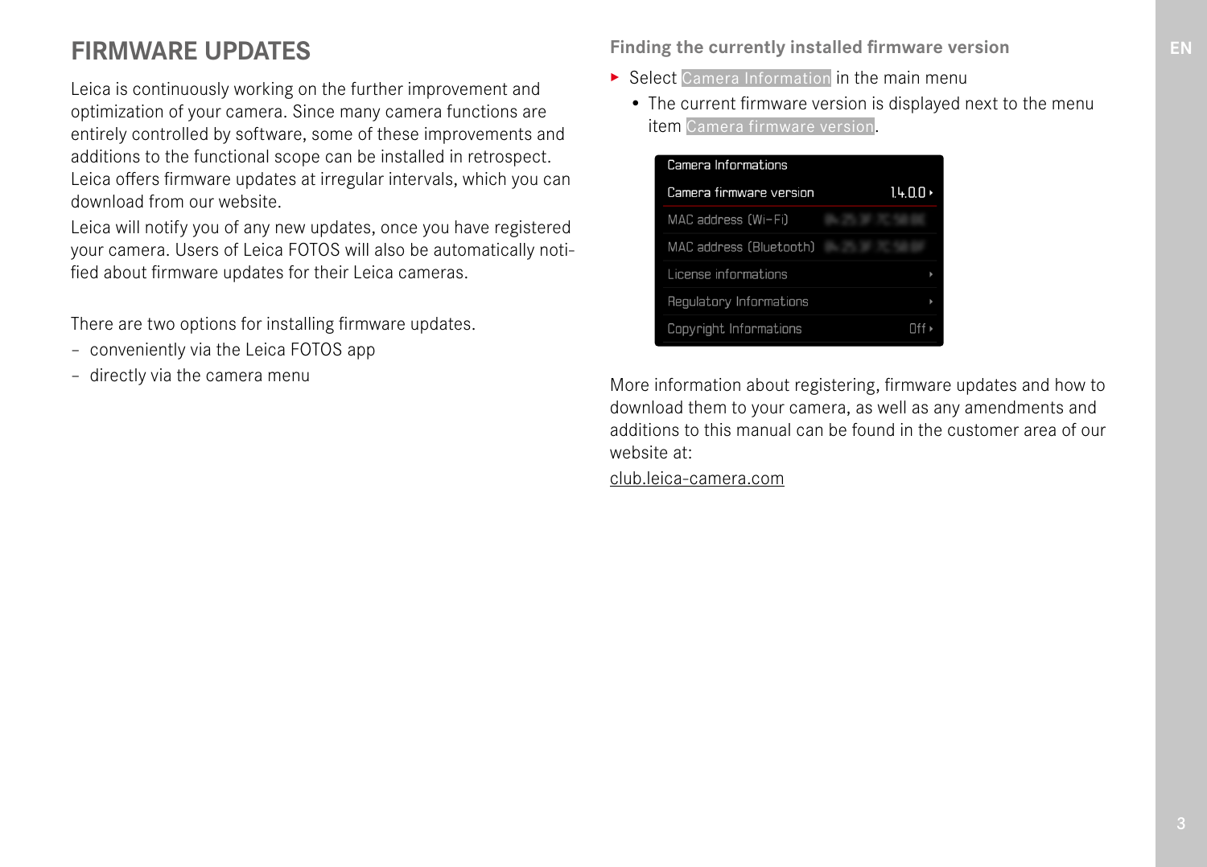# FIRMWARE UPDATES

Leica is continuously working on the further improvement and optimization of your camera. Since many camera functions are entirely controlled by software, some of these improvements and additions to the functional scope can be installed in retrospect. Leica offers firmware updates at irregular intervals, which you can download from our website.

Leica will notify you of any new updates, once you have registered your camera. Users of Leica FOTOS will also be automatically notified about firmware updates for their Leica cameras.

There are two options for installing firmware updates.

- conveniently via the Leica FOTOS app
- directly via the camera menu

### Finding the currently installed firmware version

- ▸ Select Camera Information in the main menu
  - The current firmware version is displayed next to the menu item Camera firmware version.

| Camera Informations | |
| --- | --- |
| Camera firmware version | 1.4.0.0 ▸ |
| MAC address (Wi-Fi) | |
| MAC address (Bluetooth) | |
| License informations | ▸ |
| Regulatory Informations | ▸ |
| Copyright Informations | Off ▸ |

More information about registering, firmware updates and how to download them to your camera, as well as any amendments and additions to this manual can be found in the customer area of our website at:

club.leica-camera.com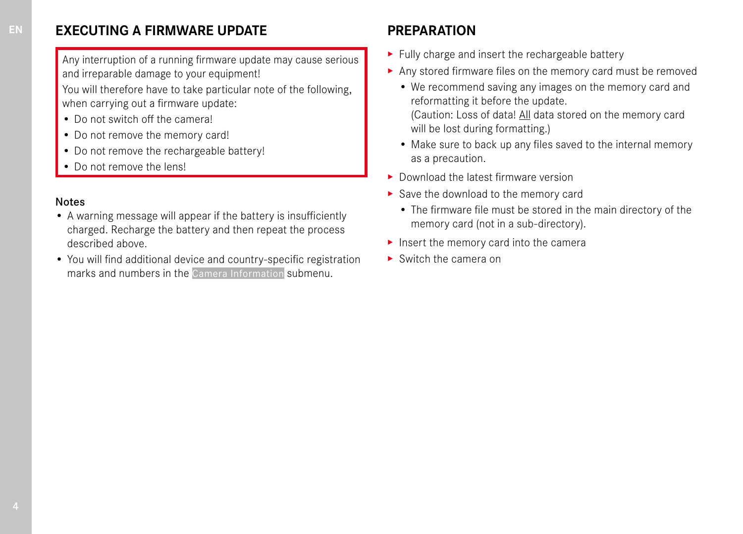## EXECUTING A FIRMWARE UPDATE

Any interruption of a running firmware update may cause serious and irreparable damage to your equipment!

You will therefore have to take particular note of the following, when carrying out a firmware update:

- Do not switch off the camera!
- Do not remove the memory card!
- Do not remove the rechargeable battery!
- Do not remove the lens!

**Notes**

- A warning message will appear if the battery is insufficiently charged. Recharge the battery and then repeat the process described above.
- You will find additional device and country-specific registration marks and numbers in the Camera Information submenu.

## PREPARATION

- ▸ Fully charge and insert the rechargeable battery
- ▸ Any stored firmware files on the memory card must be removed
  - We recommend saving any images on the memory card and reformatting it before the update.
    (Caution: Loss of data! All data stored on the memory card will be lost during formatting.)
  - Make sure to back up any files saved to the internal memory as a precaution.
- ▸ Download the latest firmware version
- ▸ Save the download to the memory card
  - The firmware file must be stored in the main directory of the memory card (not in a sub-directory).
- ▸ Insert the memory card into the camera
- ▸ Switch the camera on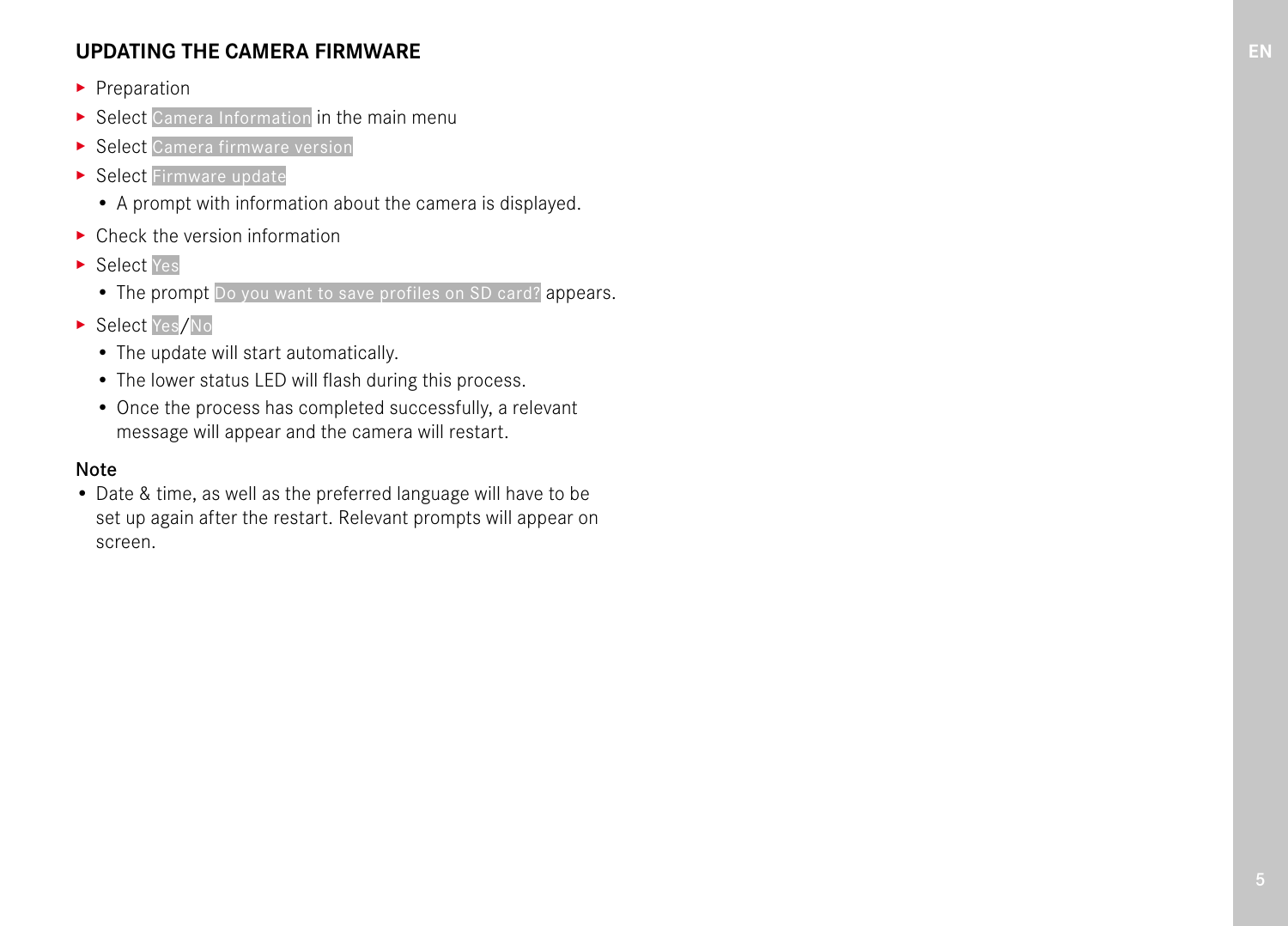## UPDATING THE CAMERA FIRMWARE

- ▸ Preparation
- ▸ Select Camera Information in the main menu
- ▸ Select Camera firmware version
- ▸ Select Firmware update
  - A prompt with information about the camera is displayed.
- ▸ Check the version information
- ▸ Select Yes
  - The prompt Do you want to save profiles on SD card? appears.
- ▸ Select Yes/No
  - The update will start automatically.
  - The lower status LED will flash during this process.
  - Once the process has completed successfully, a relevant message will appear and the camera will restart.

**Note**

- Date & time, as well as the preferred language will have to be set up again after the restart. Relevant prompts will appear on screen.